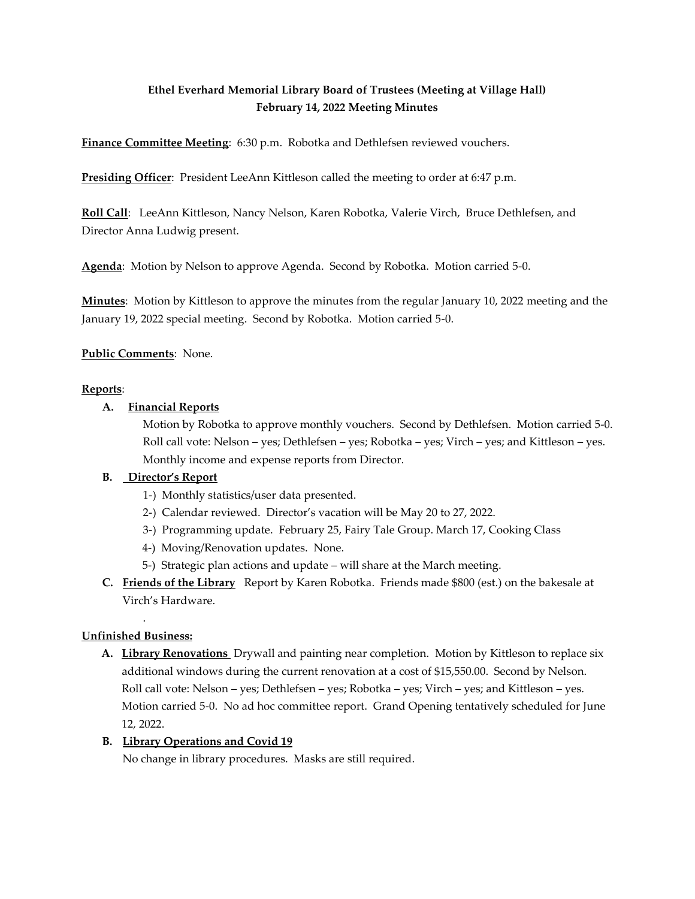**Ethel Everhard Memorial Library Board of Trustees (Meeting at Village Hall)**
**February 14, 2022 Meeting Minutes**

**Finance Committee Meeting**: 6:30 p.m. Robotka and Dethlefsen reviewed vouchers.

**Presiding Officer**: President LeeAnn Kittleson called the meeting to order at 6:47 p.m.

**Roll Call**: LeeAnn Kittleson, Nancy Nelson, Karen Robotka, Valerie Virch, Bruce Dethlefsen, and Director Anna Ludwig present.

**Agenda**: Motion by Nelson to approve Agenda. Second by Robotka. Motion carried 5-0.

**Minutes**: Motion by Kittleson to approve the minutes from the regular January 10, 2022 meeting and the January 19, 2022 special meeting. Second by Robotka. Motion carried 5-0.

**Public Comments**: None.

**Reports**:

**A. Financial Reports**

Motion by Robotka to approve monthly vouchers. Second by Dethlefsen. Motion carried 5-0. Roll call vote: Nelson – yes; Dethlefsen – yes; Robotka – yes; Virch – yes; and Kittleson – yes. Monthly income and expense reports from Director.

**B. Director's Report**

1-) Monthly statistics/user data presented.
2-) Calendar reviewed. Director's vacation will be May 20 to 27, 2022.
3-) Programming update. February 25, Fairy Tale Group. March 17, Cooking Class
4-) Moving/Renovation updates. None.
5-) Strategic plan actions and update – will share at the March meeting.

**C. Friends of the Library** Report by Karen Robotka. Friends made $800 (est.) on the bakesale at Virch's Hardware.

.

**Unfinished Business:**

**A. Library Renovations** Drywall and painting near completion. Motion by Kittleson to replace six additional windows during the current renovation at a cost of $15,550.00. Second by Nelson. Roll call vote: Nelson – yes; Dethlefsen – yes; Robotka – yes; Virch – yes; and Kittleson – yes. Motion carried 5-0. No ad hoc committee report. Grand Opening tentatively scheduled for June 12, 2022.

**B. Library Operations and Covid 19**

No change in library procedures. Masks are still required.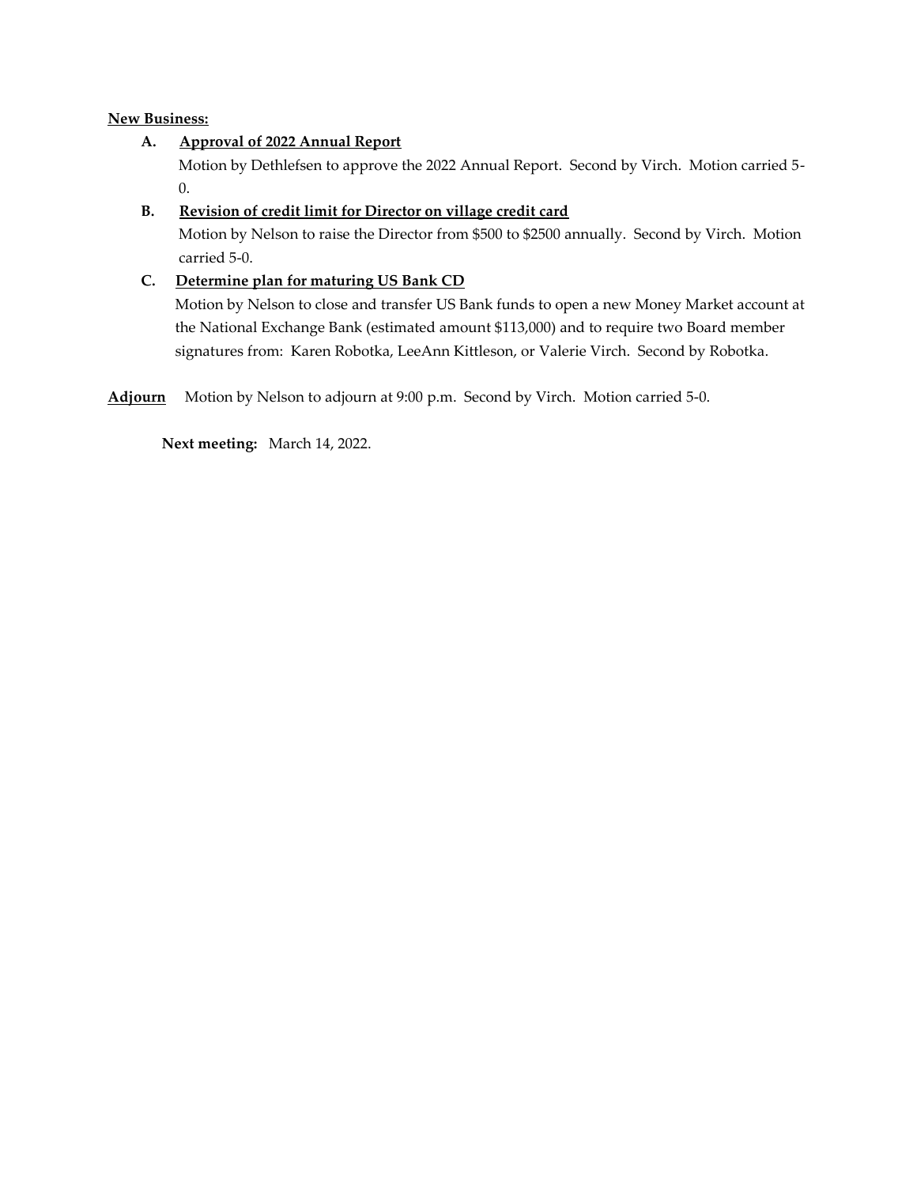**New Business:**

**A. Approval of 2022 Annual Report**

Motion by Dethlefsen to approve the 2022 Annual Report. Second by Virch. Motion carried 5-0.

**B. Revision of credit limit for Director on village credit card**

Motion by Nelson to raise the Director from $500 to $2500 annually. Second by Virch. Motion carried 5-0.

**C. Determine plan for maturing US Bank CD**

Motion by Nelson to close and transfer US Bank funds to open a new Money Market account at the National Exchange Bank (estimated amount $113,000) and to require two Board member signatures from: Karen Robotka, LeeAnn Kittleson, or Valerie Virch. Second by Robotka.

**Adjourn** Motion by Nelson to adjourn at 9:00 p.m. Second by Virch. Motion carried 5-0.

**Next meeting:** March 14, 2022.